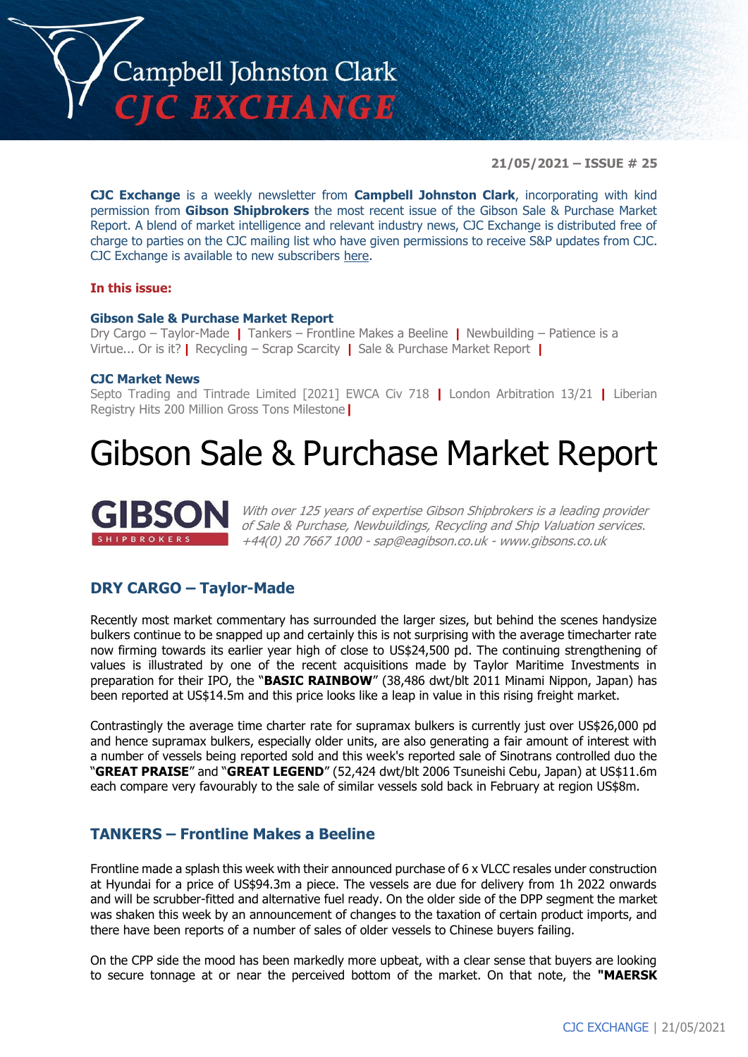# Campbell Johnston Clark
# CJC EXCHANGE

**21/05/2021 – ISSUE # 25**

**CJC Exchange** is a weekly newsletter from **Campbell Johnston Clark**, incorporating with kind permission from **Gibson Shipbrokers** the most recent issue of the Gibson Sale & Purchase Market Report. A blend of market intelligence and relevant industry news, CJC Exchange is distributed free of charge to parties on the CJC mailing list who have given permissions to receive S&P updates from CJC. CJC Exchange is available to new subscribers here.

**In this issue:**

**Gibson Sale & Purchase Market Report**
Dry Cargo – Taylor-Made | Tankers – Frontline Makes a Beeline | Newbuilding – Patience is a Virtue... Or is it? | Recycling – Scrap Scarcity | Sale & Purchase Market Report |

**CJC Market News**
Septo Trading and Tintrade Limited [2021] EWCA Civ 718 | London Arbitration 13/21 | Liberian Registry Hits 200 Million Gross Tons Milestone |

# Gibson Sale & Purchase Market Report

**GIBSON** SHIPBROKERS

*With over 125 years of expertise Gibson Shipbrokers is a leading provider of Sale & Purchase, Newbuildings, Recycling and Ship Valuation services. +44(0) 20 7667 1000 - sap@eagibson.co.uk - www.gibsons.co.uk*

## DRY CARGO – Taylor-Made

Recently most market commentary has surrounded the larger sizes, but behind the scenes handysize bulkers continue to be snapped up and certainly this is not surprising with the average timecharter rate now firming towards its earlier year high of close to US$24,500 pd. The continuing strengthening of values is illustrated by one of the recent acquisitions made by Taylor Maritime Investments in preparation for their IPO, the "**BASIC RAINBOW**" (38,486 dwt/blt 2011 Minami Nippon, Japan) has been reported at US$14.5m and this price looks like a leap in value in this rising freight market.

Contrastingly the average time charter rate for supramax bulkers is currently just over US$26,000 pd and hence supramax bulkers, especially older units, are also generating a fair amount of interest with a number of vessels being reported sold and this week's reported sale of Sinotrans controlled duo the "**GREAT PRAISE**" and "**GREAT LEGEND**" (52,424 dwt/blt 2006 Tsuneishi Cebu, Japan) at US$11.6m each compare very favourably to the sale of similar vessels sold back in February at region US$8m.

## TANKERS – Frontline Makes a Beeline

Frontline made a splash this week with their announced purchase of 6 x VLCC resales under construction at Hyundai for a price of US$94.3m a piece. The vessels are due for delivery from 1h 2022 onwards and will be scrubber-fitted and alternative fuel ready. On the older side of the DPP segment the market was shaken this week by an announcement of changes to the taxation of certain product imports, and there have been reports of a number of sales of older vessels to Chinese buyers failing.

On the CPP side the mood has been markedly more upbeat, with a clear sense that buyers are looking to secure tonnage at or near the perceived bottom of the market. On that note, the **"MAERSK**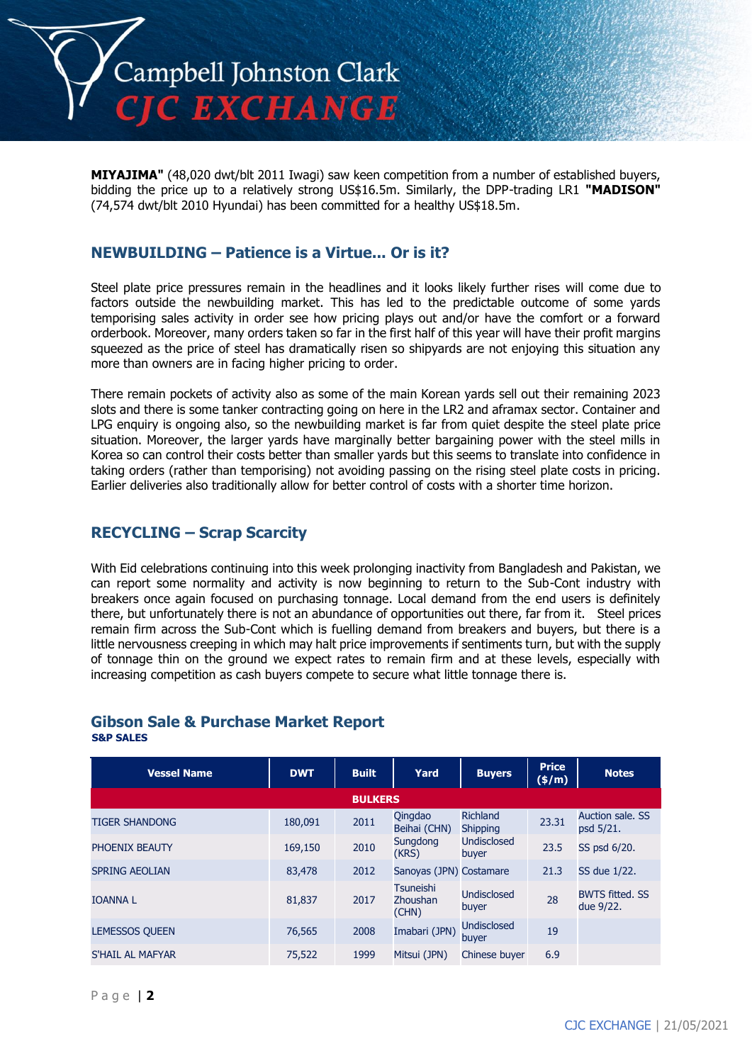**MIYAJIMA"** (48,020 dwt/blt 2011 Iwagi) saw keen competition from a number of established buyers, bidding the price up to a relatively strong US$16.5m. Similarly, the DPP-trading LR1 **"MADISON"** (74,574 dwt/blt 2010 Hyundai) has been committed for a healthy US$18.5m.

## NEWBUILDING – Patience is a Virtue... Or is it?

Steel plate price pressures remain in the headlines and it looks likely further rises will come due to factors outside the newbuilding market. This has led to the predictable outcome of some yards temporising sales activity in order see how pricing plays out and/or have the comfort or a forward orderbook. Moreover, many orders taken so far in the first half of this year will have their profit margins squeezed as the price of steel has dramatically risen so shipyards are not enjoying this situation any more than owners are in facing higher pricing to order.

There remain pockets of activity also as some of the main Korean yards sell out their remaining 2023 slots and there is some tanker contracting going on here in the LR2 and aframax sector. Container and LPG enquiry is ongoing also, so the newbuilding market is far from quiet despite the steel plate price situation. Moreover, the larger yards have marginally better bargaining power with the steel mills in Korea so can control their costs better than smaller yards but this seems to translate into confidence in taking orders (rather than temporising) not avoiding passing on the rising steel plate costs in pricing. Earlier deliveries also traditionally allow for better control of costs with a shorter time horizon.

## RECYCLING – Scrap Scarcity

With Eid celebrations continuing into this week prolonging inactivity from Bangladesh and Pakistan, we can report some normality and activity is now beginning to return to the Sub-Cont industry with breakers once again focused on purchasing tonnage. Local demand from the end users is definitely there, but unfortunately there is not an abundance of opportunities out there, far from it. Steel prices remain firm across the Sub-Cont which is fuelling demand from breakers and buyers, but there is a little nervousness creeping in which may halt price improvements if sentiments turn, but with the supply of tonnage thin on the ground we expect rates to remain firm and at these levels, especially with increasing competition as cash buyers compete to secure what little tonnage there is.

## Gibson Sale & Purchase Market Report

**S&P SALES**

| Vessel Name | DWT | Built | Yard | Buyers | Price ($/m) | Notes |
|---|---|---|---|---|---|---|
| | | | BULKERS | | | |
| TIGER SHANDONG | 180,091 | 2011 | Qingdao Beihai (CHN) | Richland Shipping | 23.31 | Auction sale. SS psd 5/21. |
| PHOENIX BEAUTY | 169,150 | 2010 | Sungdong (KRS) | Undisclosed buyer | 23.5 | SS psd 6/20. |
| SPRING AEOLIAN | 83,478 | 2012 | Sanoyas (JPN) | Costamare | 21.3 | SS due 1/22. |
| IOANNA L | 81,837 | 2017 | Tsuneishi Zhoushan (CHN) | Undisclosed buyer | 28 | BWTS fitted. SS due 9/22. |
| LEMESSOS QUEEN | 76,565 | 2008 | Imabari (JPN) | Undisclosed buyer | 19 | |
| S'HAIL AL MAFYAR | 75,522 | 1999 | Mitsui (JPN) | Chinese buyer | 6.9 | |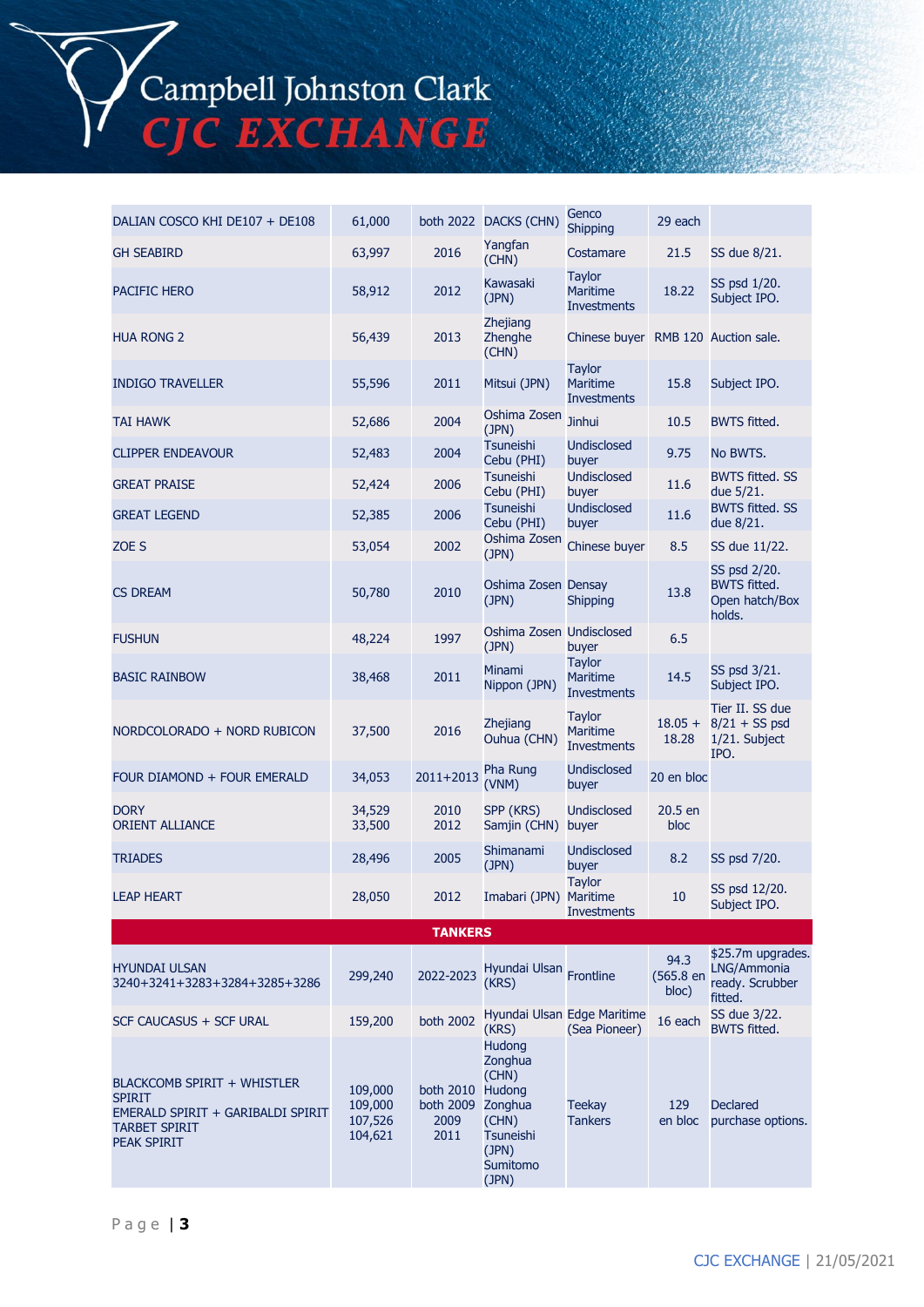| | | | | | | |
|---|---|---|---|---|---|---|
| DALIAN COSCO KHI DE107 + DE108 | 61,000 | both 2022 | DACKS (CHN) | Genco Shipping | 29 each | |
| GH SEABIRD | 63,997 | 2016 | Yangfan (CHN) | Costamare | 21.5 | SS due 8/21. |
| PACIFIC HERO | 58,912 | 2012 | Kawasaki (JPN) | Taylor Maritime Investments | 18.22 | SS psd 1/20. Subject IPO. |
| HUA RONG 2 | 56,439 | 2013 | Zhejiang Zhenghe (CHN) | Chinese buyer | RMB 120 | Auction sale. |
| INDIGO TRAVELLER | 55,596 | 2011 | Mitsui (JPN) | Taylor Maritime Investments | 15.8 | Subject IPO. |
| TAI HAWK | 52,686 | 2004 | Oshima Zosen (JPN) | Jinhui | 10.5 | BWTS fitted. |
| CLIPPER ENDEAVOUR | 52,483 | 2004 | Tsuneishi Cebu (PHI) | Undisclosed buyer | 9.75 | No BWTS. |
| GREAT PRAISE | 52,424 | 2006 | Tsuneishi Cebu (PHI) | Undisclosed buyer | 11.6 | BWTS fitted. SS due 5/21. |
| GREAT LEGEND | 52,385 | 2006 | Tsuneishi Cebu (PHI) | Undisclosed buyer | 11.6 | BWTS fitted. SS due 8/21. |
| ZOE S | 53,054 | 2002 | Oshima Zosen (JPN) | Chinese buyer | 8.5 | SS due 11/22. |
| CS DREAM | 50,780 | 2010 | Oshima Zosen (JPN) | Densay Shipping | 13.8 | SS psd 2/20. BWTS fitted. Open hatch/Box holds. |
| FUSHUN | 48,224 | 1997 | Oshima Zosen (JPN) | Undisclosed buyer | 6.5 | |
| BASIC RAINBOW | 38,468 | 2011 | Minami Nippon (JPN) | Taylor Maritime Investments | 14.5 | SS psd 3/21. Subject IPO. |
| NORDCOLORADO + NORD RUBICON | 37,500 | 2016 | Zhejiang Ouhua (CHN) | Taylor Maritime Investments | 18.05 + 18.28 | Tier II. SS due 8/21 + SS psd 1/21. Subject IPO. |
| FOUR DIAMOND + FOUR EMERALD | 34,053 | 2011+2013 | Pha Rung (VNM) | Undisclosed buyer | 20 en bloc | |
| DORY<br>ORIENT ALLIANCE | 34,529<br>33,500 | 2010<br>2012 | SPP (KRS)<br>Samjin (CHN) | Undisclosed buyer | 20.5 en bloc | |
| TRIADES | 28,496 | 2005 | Shimanami (JPN) | Undisclosed buyer | 8.2 | SS psd 7/20. |
| LEAP HEART | 28,050 | 2012 | Imabari (JPN) | Taylor Maritime Investments | 10 | SS psd 12/20. Subject IPO. |
| **TANKERS** | | | | | | |
| HYUNDAI ULSAN 3240+3241+3283+3284+3285+3286 | 299,240 | 2022-2023 | Hyundai Ulsan (KRS) | Frontline | 94.3 (565.8 en bloc) | $25.7m upgrades. LNG/Ammonia ready. Scrubber fitted. |
| SCF CAUCASUS + SCF URAL | 159,200 | both 2002 | Hyundai Ulsan (KRS) | Edge Maritime (Sea Pioneer) | 16 each | SS due 3/22. BWTS fitted. |
| BLACKCOMB SPIRIT + WHISTLER SPIRIT<br>EMERALD SPIRIT + GARIBALDI SPIRIT<br>TARBET SPIRIT<br>PEAK SPIRIT | 109,000<br>109,000<br>107,526<br>104,621 | both 2010<br>both 2009<br>2009<br>2011 | Hudong Zonghua (CHN)<br>Hudong Zonghua (CHN)<br>Tsuneishi (JPN)<br>Sumitomo (JPN) | Teekay Tankers | 129 en bloc | Declared purchase options. |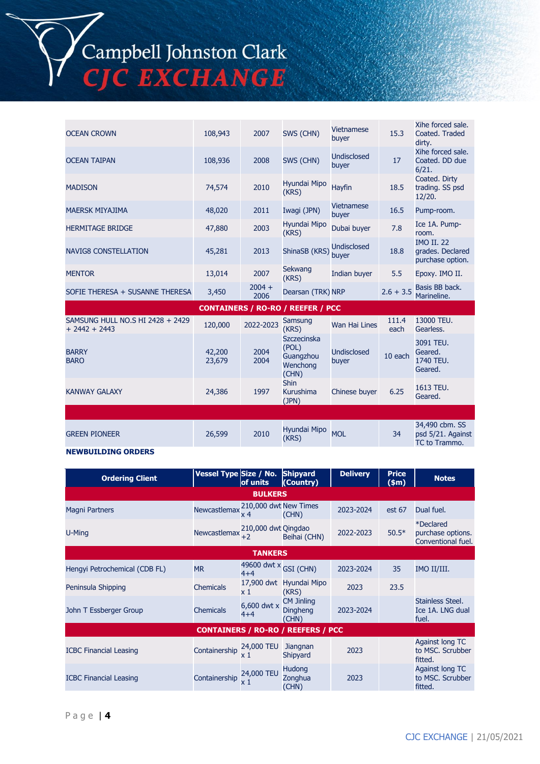| | | | | | | |
|---|---|---|---|---|---|---|
| OCEAN CROWN | 108,943 | 2007 | SWS (CHN) | Vietnamese buyer | 15.3 | Xihe forced sale. Coated. Traded dirty. |
| OCEAN TAIPAN | 108,936 | 2008 | SWS (CHN) | Undisclosed buyer | 17 | Xihe forced sale. Coated. DD due 6/21. |
| MADISON | 74,574 | 2010 | Hyundai Mipo (KRS) | Hayfin | 18.5 | Coated. Dirty trading. SS psd 12/20. |
| MAERSK MIYAJIMA | 48,020 | 2011 | Iwagi (JPN) | Vietnamese buyer | 16.5 | Pump-room. |
| HERMITAGE BRIDGE | 47,880 | 2003 | Hyundai Mipo (KRS) | Dubai buyer | 7.8 | Ice 1A. Pump-room. |
| NAVIG8 CONSTELLATION | 45,281 | 2013 | ShinaSB (KRS) | Undisclosed buyer | 18.8 | IMO II. 22 grades. Declared purchase option. |
| MENTOR | 13,014 | 2007 | Sekwang (KRS) | Indian buyer | 5.5 | Epoxy. IMO II. |
| SOFIE THERESA + SUSANNE THERESA | 3,450 | 2004 + 2006 | Dearsan (TRK) | NRP | 2.6 + 3.5 | Basis BB back. Marineline. |
| **CONTAINERS / RO-RO / REEFER / PCC** | | | | | | |
| SAMSUNG HULL NO.S HI 2428 + 2429 + 2442 + 2443 | 120,000 | 2022-2023 | Samsung (KRS) | Wan Hai Lines | 111.4 each | 13000 TEU. Gearless. |
| BARRY<br>BARO | 42,200<br>23,679 | 2004<br>2004 | Szczecinska (POL)<br>Guangzhou Wenchong (CHN) | Undisclosed buyer | 10 each | 3091 TEU. Geared.<br>1740 TEU. Geared. |
| KANWAY GALAXY | 24,386 | 1997 | Shin Kurushima (JPN) | Chinese buyer | 6.25 | 1613 TEU. Geared. |
| | | | | | | |
| GREEN PIONEER | 26,599 | 2010 | Hyundai Mipo (KRS) | MOL | 34 | 34,490 cbm. SS psd 5/21. Against TC to Trammo. |

**NEWBUILDING ORDERS**

| Ordering Client | Vessel Type | Size / No. of units | Shipyard (Country) | Delivery | Price ($m) | Notes |
|---|---|---|---|---|---|---|
| **BULKERS** | | | | | | |
| Magni Partners | Newcastlemax | 210,000 dwt x 4 | New Times (CHN) | 2023-2024 | est 67 | Dual fuel. |
| U-Ming | Newcastlemax | 210,000 dwt +2 | Qingdao Beihai (CHN) | 2022-2023 | 50.5* | *Declared purchase options. Conventional fuel. |
| **TANKERS** | | | | | | |
| Hengyi Petrochemical (CDB FL) | MR | 49600 dwt x 4+4 | GSI (CHN) | 2023-2024 | 35 | IMO II/III. |
| Peninsula Shipping | Chemicals | 17,900 dwt x 1 | Hyundai Mipo (KRS) | 2023 | 23.5 | |
| John T Essberger Group | Chemicals | 6,600 dwt x 4+4 | CM Jinling Dingheng (CHN) | 2023-2024 | | Stainless Steel. Ice 1A. LNG dual fuel. |
| **CONTAINERS / RO-RO / REEFERS / PCC** | | | | | | |
| ICBC Financial Leasing | Containership | 24,000 TEU x 1 | Jiangnan Shipyard | 2023 | | Against long TC to MSC. Scrubber fitted. |
| ICBC Financial Leasing | Containership | 24,000 TEU x 1 | Hudong Zonghua (CHN) | 2023 | | Against long TC to MSC. Scrubber fitted. |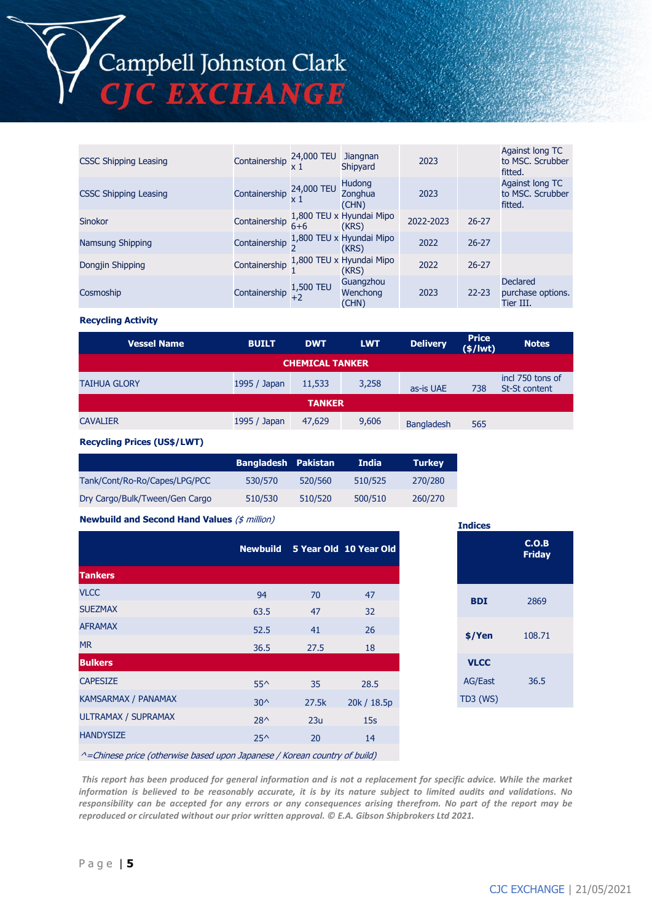| | | | | | | |
|---|---|---|---|---|---|---|
| CSSC Shipping Leasing | Containership | 24,000 TEU x 1 | Jiangnan Shipyard | 2023 | | Against long TC to MSC. Scrubber fitted. |
| CSSC Shipping Leasing | Containership | 24,000 TEU x 1 | Hudong Zonghua (CHN) | 2023 | | Against long TC to MSC. Scrubber fitted. |
| Sinokor | Containership | 1,800 TEU x 6+6 | Hyundai Mipo (KRS) | 2022-2023 | 26-27 | |
| Namsung Shipping | Containership | 1,800 TEU x 2 | Hyundai Mipo (KRS) | 2022 | 26-27 | |
| Dongjin Shipping | Containership | 1,800 TEU x 1 | Hyundai Mipo (KRS) | 2022 | 26-27 | |
| Cosmoship | Containership | 1,500 TEU +2 | Guangzhou Wenchong (CHN) | 2023 | 22-23 | Declared purchase options. Tier III. |

**Recycling Activity**

| Vessel Name | BUILT | DWT | LWT | Delivery | Price ($/lwt) | Notes |
|---|---|---|---|---|---|---|
| **CHEMICAL TANKER** | | | | | | |
| TAIHUA GLORY | 1995 / Japan | 11,533 | 3,258 | as-is UAE | 738 | incl 750 tons of St-St content |
| **TANKER** | | | | | | |
| CAVALIER | 1995 / Japan | 47,629 | 9,606 | Bangladesh | 565 | |

**Recycling Prices (US$/LWT)**

| | Bangladesh | Pakistan | India | Turkey |
|---|---|---|---|---|
| Tank/Cont/Ro-Ro/Capes/LPG/PCC | 530/570 | 520/560 | 510/525 | 270/280 |
| Dry Cargo/Bulk/Tween/Gen Cargo | 510/530 | 510/520 | 500/510 | 260/270 |

**Newbuild and Second Hand Values** *($ million)*

| | Newbuild | 5 Year Old | 10 Year Old |
|---|---|---|---|
| **Tankers** | | | |
| VLCC | 94 | 70 | 47 |
| SUEZMAX | 63.5 | 47 | 32 |
| AFRAMAX | 52.5 | 41 | 26 |
| MR | 36.5 | 27.5 | 18 |
| **Bulkers** | | | |
| CAPESIZE | 55^ | 35 | 28.5 |
| KAMSARMAX / PANAMAX | 30^ | 27.5k | 20k / 18.5p |
| ULTRAMAX / SUPRAMAX | 28^ | 23u | 15s |
| HANDYSIZE | 25^ | 20 | 14 |

*^=Chinese price (otherwise based upon Japanese / Korean country of build)*

**Indices**

| | C.O.B Friday |
|---|---|
| **BDI** | 2869 |
| **$/Yen** | 108.71 |
| **VLCC** AG/East TD3 (WS) | 36.5 |

*This report has been produced for general information and is not a replacement for specific advice. While the market information is believed to be reasonably accurate, it is by its nature subject to limited audits and validations. No responsibility can be accepted for any errors or any consequences arising therefrom. No part of the report may be reproduced or circulated without our prior written approval. © E.A. Gibson Shipbrokers Ltd 2021.*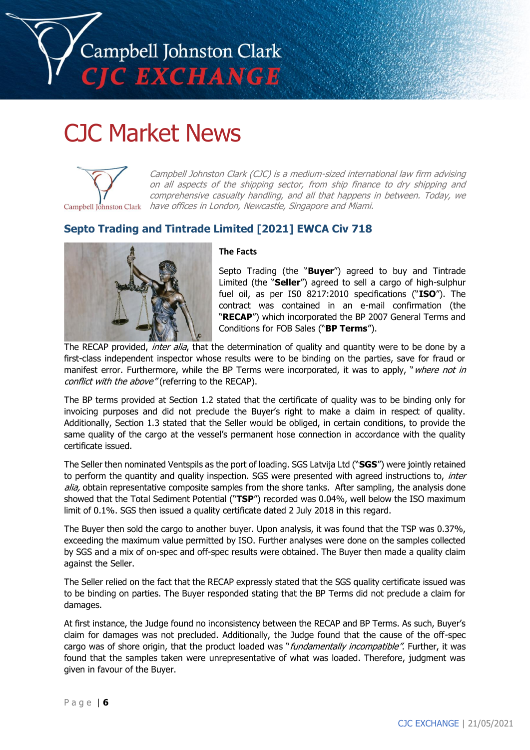# CJC Market News

*Campbell Johnston Clark (CJC) is a medium-sized international law firm advising on all aspects of the shipping sector, from ship finance to dry shipping and comprehensive casualty handling, and all that happens in between. Today, we have offices in London, Newcastle, Singapore and Miami.*

## Septo Trading and Tintrade Limited [2021] EWCA Civ 718

### The Facts

Septo Trading (the "**Buyer**") agreed to buy and Tintrade Limited (the "**Seller**") agreed to sell a cargo of high-sulphur fuel oil, as per IS0 8217:2010 specifications ("**ISO**"). The contract was contained in an e-mail confirmation (the "**RECAP**") which incorporated the BP 2007 General Terms and Conditions for FOB Sales ("**BP Terms**").

The RECAP provided, *inter alia*, that the determination of quality and quantity were to be done by a first-class independent inspector whose results were to be binding on the parties, save for fraud or manifest error. Furthermore, while the BP Terms were incorporated, it was to apply, "*where not in conflict with the above"* (referring to the RECAP).

The BP terms provided at Section 1.2 stated that the certificate of quality was to be binding only for invoicing purposes and did not preclude the Buyer's right to make a claim in respect of quality. Additionally, Section 1.3 stated that the Seller would be obliged, in certain conditions, to provide the same quality of the cargo at the vessel's permanent hose connection in accordance with the quality certificate issued.

The Seller then nominated Ventspils as the port of loading. SGS Latvija Ltd ("**SGS**") were jointly retained to perform the quantity and quality inspection. SGS were presented with agreed instructions to, *inter alia,* obtain representative composite samples from the shore tanks. After sampling, the analysis done showed that the Total Sediment Potential ("**TSP**") recorded was 0.04%, well below the ISO maximum limit of 0.1%. SGS then issued a quality certificate dated 2 July 2018 in this regard.

The Buyer then sold the cargo to another buyer. Upon analysis, it was found that the TSP was 0.37%, exceeding the maximum value permitted by ISO. Further analyses were done on the samples collected by SGS and a mix of on-spec and off-spec results were obtained. The Buyer then made a quality claim against the Seller.

The Seller relied on the fact that the RECAP expressly stated that the SGS quality certificate issued was to be binding on parties. The Buyer responded stating that the BP Terms did not preclude a claim for damages.

At first instance, the Judge found no inconsistency between the RECAP and BP Terms. As such, Buyer's claim for damages was not precluded. Additionally, the Judge found that the cause of the off-spec cargo was of shore origin, that the product loaded was "*fundamentally incompatible"*. Further, it was found that the samples taken were unrepresentative of what was loaded. Therefore, judgment was given in favour of the Buyer.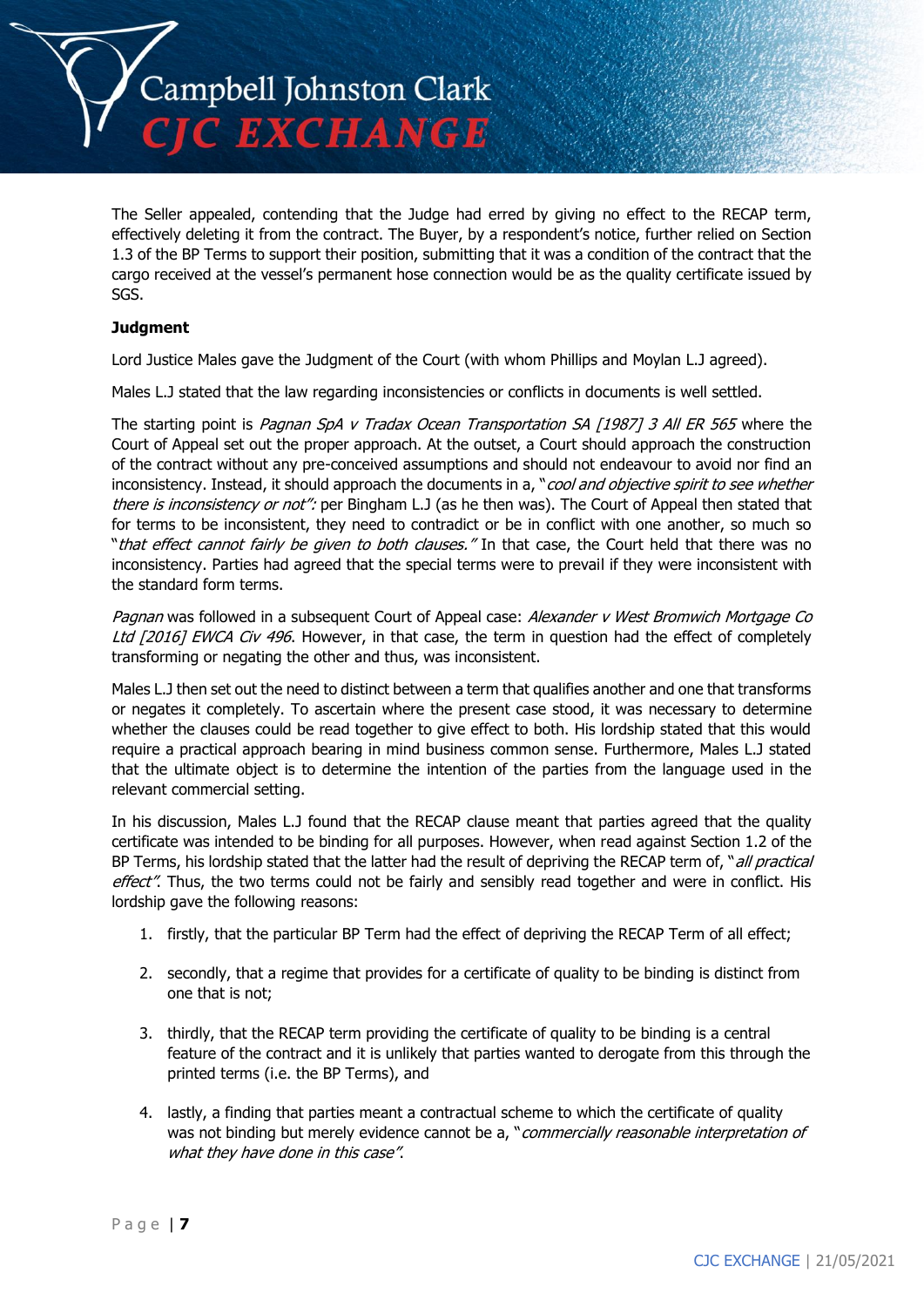The Seller appealed, contending that the Judge had erred by giving no effect to the RECAP term, effectively deleting it from the contract. The Buyer, by a respondent's notice, further relied on Section 1.3 of the BP Terms to support their position, submitting that it was a condition of the contract that the cargo received at the vessel's permanent hose connection would be as the quality certificate issued by SGS.

**Judgment**

Lord Justice Males gave the Judgment of the Court (with whom Phillips and Moylan L.J agreed).

Males L.J stated that the law regarding inconsistencies or conflicts in documents is well settled.

The starting point is *Pagnan SpA v Tradax Ocean Transportation SA [1987] 3 All ER 565* where the Court of Appeal set out the proper approach. At the outset, a Court should approach the construction of the contract without any pre-conceived assumptions and should not endeavour to avoid nor find an inconsistency. Instead, it should approach the documents in a, "*cool and objective spirit to see whether there is inconsistency or not":* per Bingham L.J (as he then was). The Court of Appeal then stated that for terms to be inconsistent, they need to contradict or be in conflict with one another, so much so "*that effect cannot fairly be given to both clauses."* In that case, the Court held that there was no inconsistency. Parties had agreed that the special terms were to prevail if they were inconsistent with the standard form terms.

*Pagnan* was followed in a subsequent Court of Appeal case: *Alexander v West Bromwich Mortgage Co Ltd [2016] EWCA Civ 496*. However, in that case, the term in question had the effect of completely transforming or negating the other and thus, was inconsistent.

Males L.J then set out the need to distinct between a term that qualifies another and one that transforms or negates it completely. To ascertain where the present case stood, it was necessary to determine whether the clauses could be read together to give effect to both. His lordship stated that this would require a practical approach bearing in mind business common sense. Furthermore, Males L.J stated that the ultimate object is to determine the intention of the parties from the language used in the relevant commercial setting.

In his discussion, Males L.J found that the RECAP clause meant that parties agreed that the quality certificate was intended to be binding for all purposes. However, when read against Section 1.2 of the BP Terms, his lordship stated that the latter had the result of depriving the RECAP term of, "*all practical effect"*. Thus, the two terms could not be fairly and sensibly read together and were in conflict. His lordship gave the following reasons:

1. firstly, that the particular BP Term had the effect of depriving the RECAP Term of all effect;
2. secondly, that a regime that provides for a certificate of quality to be binding is distinct from one that is not;
3. thirdly, that the RECAP term providing the certificate of quality to be binding is a central feature of the contract and it is unlikely that parties wanted to derogate from this through the printed terms (i.e. the BP Terms), and
4. lastly, a finding that parties meant a contractual scheme to which the certificate of quality was not binding but merely evidence cannot be a, "*commercially reasonable interpretation of what they have done in this case"*.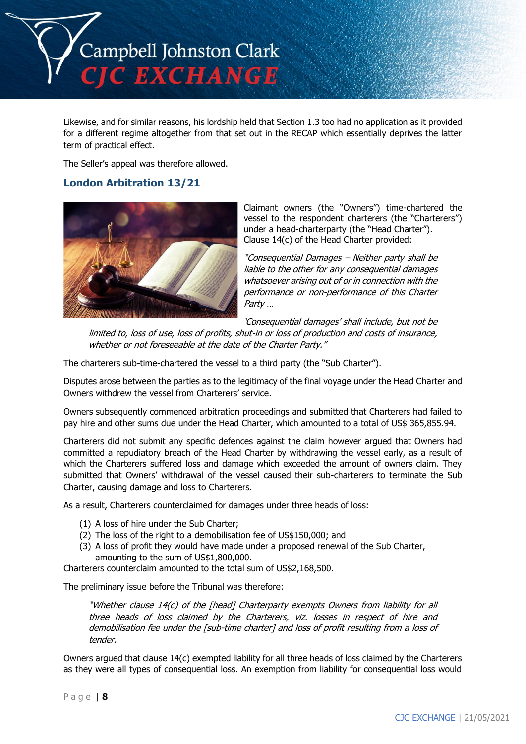Likewise, and for similar reasons, his lordship held that Section 1.3 too had no application as it provided for a different regime altogether from that set out in the RECAP which essentially deprives the latter term of practical effect.

The Seller's appeal was therefore allowed.

## London Arbitration 13/21

Claimant owners (the "Owners") time-chartered the vessel to the respondent charterers (the "Charterers") under a head-charterparty (the "Head Charter"). Clause 14(c) of the Head Charter provided:

> *"Consequential Damages – Neither party shall be liable to the other for any consequential damages whatsoever arising out of or in connection with the performance or non-performance of this Charter Party …*
>
> *'Consequential damages' shall include, but not be limited to, loss of use, loss of profits, shut-in or loss of production and costs of insurance, whether or not foreseeable at the date of the Charter Party."*

The charterers sub-time-chartered the vessel to a third party (the "Sub Charter").

Disputes arose between the parties as to the legitimacy of the final voyage under the Head Charter and Owners withdrew the vessel from Charterers' service.

Owners subsequently commenced arbitration proceedings and submitted that Charterers had failed to pay hire and other sums due under the Head Charter, which amounted to a total of US$ 365,855.94.

Charterers did not submit any specific defences against the claim however argued that Owners had committed a repudiatory breach of the Head Charter by withdrawing the vessel early, as a result of which the Charterers suffered loss and damage which exceeded the amount of owners claim. They submitted that Owners' withdrawal of the vessel caused their sub-charterers to terminate the Sub Charter, causing damage and loss to Charterers.

As a result, Charterers counterclaimed for damages under three heads of loss:

1. A loss of hire under the Sub Charter;
2. The loss of the right to a demobilisation fee of US$150,000; and
3. A loss of profit they would have made under a proposed renewal of the Sub Charter, amounting to the sum of US$1,800,000.

Charterers counterclaim amounted to the total sum of US$2,168,500.

The preliminary issue before the Tribunal was therefore:

> *"Whether clause 14(c) of the [head] Charterparty exempts Owners from liability for all three heads of loss claimed by the Charterers, viz. losses in respect of hire and demobilisation fee under the [sub-time charter] and loss of profit resulting from a loss of tender.*

Owners argued that clause 14(c) exempted liability for all three heads of loss claimed by the Charterers as they were all types of consequential loss. An exemption from liability for consequential loss would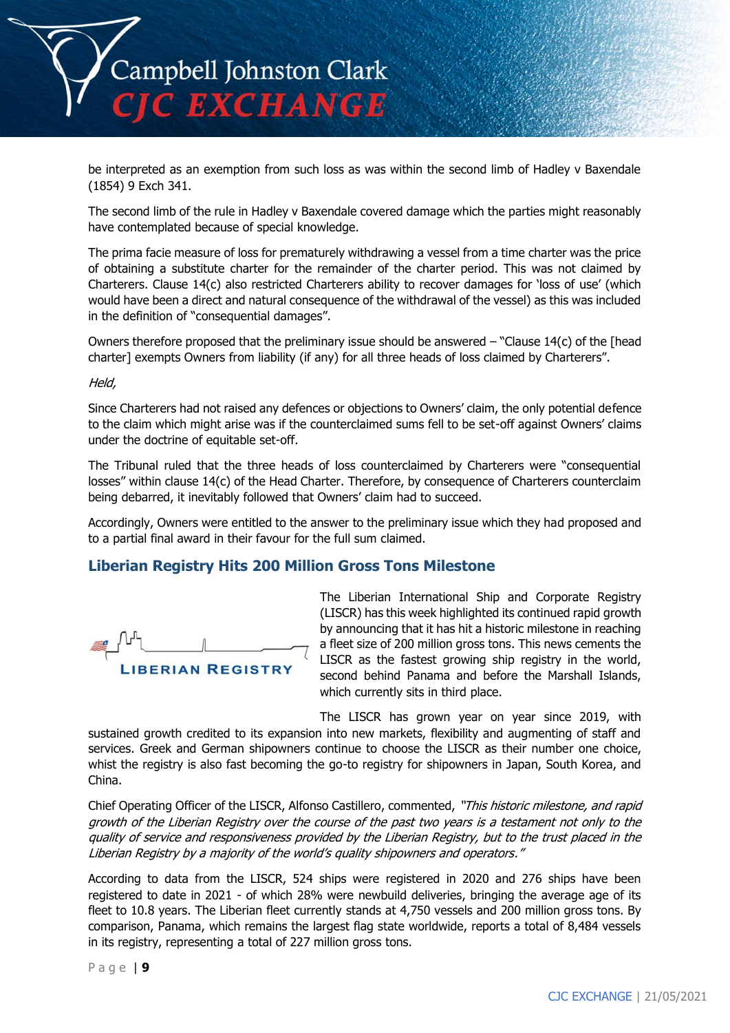be interpreted as an exemption from such loss as was within the second limb of Hadley v Baxendale (1854) 9 Exch 341.

The second limb of the rule in Hadley v Baxendale covered damage which the parties might reasonably have contemplated because of special knowledge.

The prima facie measure of loss for prematurely withdrawing a vessel from a time charter was the price of obtaining a substitute charter for the remainder of the charter period. This was not claimed by Charterers. Clause 14(c) also restricted Charterers ability to recover damages for 'loss of use' (which would have been a direct and natural consequence of the withdrawal of the vessel) as this was included in the definition of "consequential damages".

Owners therefore proposed that the preliminary issue should be answered – "Clause 14(c) of the [head charter] exempts Owners from liability (if any) for all three heads of loss claimed by Charterers".

*Held,*

Since Charterers had not raised any defences or objections to Owners' claim, the only potential defence to the claim which might arise was if the counterclaimed sums fell to be set-off against Owners' claims under the doctrine of equitable set-off.

The Tribunal ruled that the three heads of loss counterclaimed by Charterers were "consequential losses" within clause 14(c) of the Head Charter. Therefore, by consequence of Charterers counterclaim being debarred, it inevitably followed that Owners' claim had to succeed.

Accordingly, Owners were entitled to the answer to the preliminary issue which they had proposed and to a partial final award in their favour for the full sum claimed.

## Liberian Registry Hits 200 Million Gross Tons Milestone

The Liberian International Ship and Corporate Registry (LISCR) has this week highlighted its continued rapid growth by announcing that it has hit a historic milestone in reaching a fleet size of 200 million gross tons. This news cements the LISCR as the fastest growing ship registry in the world, second behind Panama and before the Marshall Islands, which currently sits in third place.

The LISCR has grown year on year since 2019, with sustained growth credited to its expansion into new markets, flexibility and augmenting of staff and services. Greek and German shipowners continue to choose the LISCR as their number one choice, whilst the registry is also fast becoming the go-to registry for shipowners in Japan, South Korea, and China.

Chief Operating Officer of the LISCR, Alfonso Castillero, commented, *"This historic milestone, and rapid growth of the Liberian Registry over the course of the past two years is a testament not only to the quality of service and responsiveness provided by the Liberian Registry, but to the trust placed in the Liberian Registry by a majority of the world's quality shipowners and operators."*

According to data from the LISCR, 524 ships were registered in 2020 and 276 ships have been registered to date in 2021 - of which 28% were newbuild deliveries, bringing the average age of its fleet to 10.8 years. The Liberian fleet currently stands at 4,750 vessels and 200 million gross tons. By comparison, Panama, which remains the largest flag state worldwide, reports a total of 8,484 vessels in its registry, representing a total of 227 million gross tons.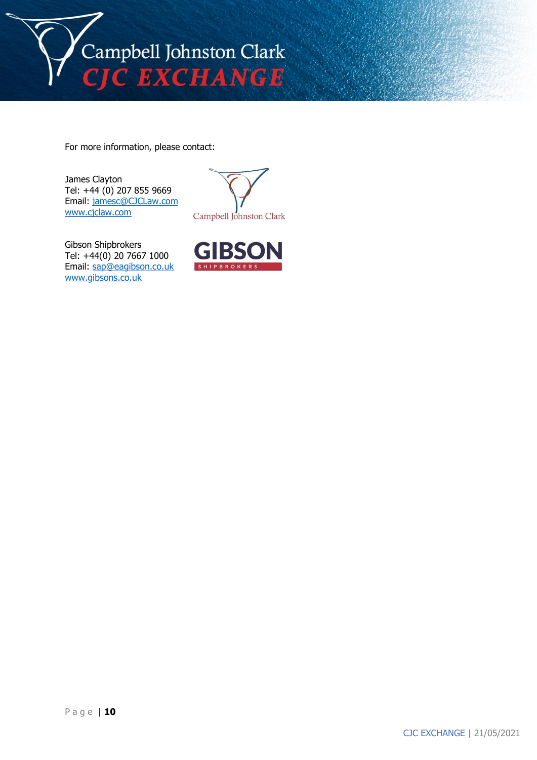For more information, please contact:

James Clayton
Tel: +44 (0) 207 855 9669
Email: jamesc@CJCLaw.com
www.cjclaw.com

Gibson Shipbrokers
Tel: +44(0) 20 7667 1000
Email: sap@eagibson.co.uk
www.gibsons.co.uk